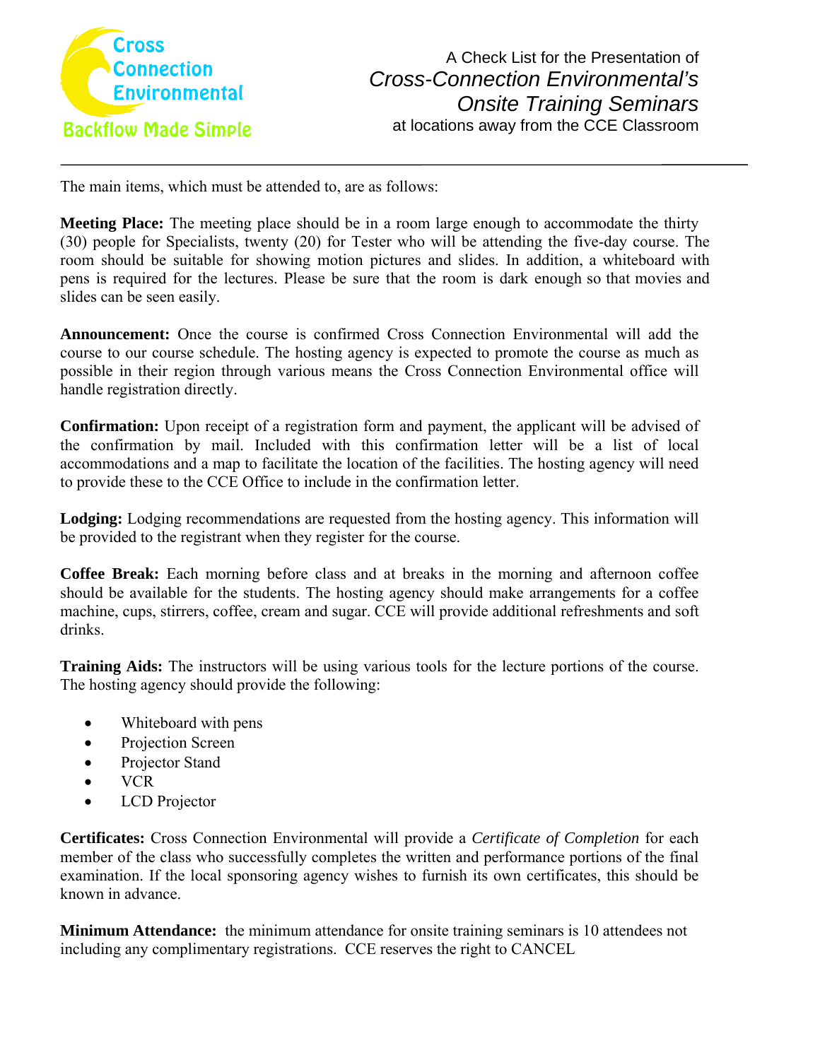Cross Connection Environmental

Backflow Made Simple

# A Check List for the Presentation of *Cross-Connection Environmental's Onsite Training Seminars* at locations away from the CCE Classroom

The main items, which must be attended to, are as follows:

**Meeting Place:** The meeting place should be in a room large enough to accommodate the thirty (30) people for Specialists, twenty (20) for Tester who will be attending the five-day course. The room should be suitable for showing motion pictures and slides. In addition, a whiteboard with pens is required for the lectures. Please be sure that the room is dark enough so that movies and slides can be seen easily.

**Announcement:** Once the course is confirmed Cross Connection Environmental will add the course to our course schedule. The hosting agency is expected to promote the course as much as possible in their region through various means the Cross Connection Environmental office will handle registration directly.

**Confirmation:** Upon receipt of a registration form and payment, the applicant will be advised of the confirmation by mail. Included with this confirmation letter will be a list of local accommodations and a map to facilitate the location of the facilities. The hosting agency will need to provide these to the CCE Office to include in the confirmation letter.

**Lodging:** Lodging recommendations are requested from the hosting agency. This information will be provided to the registrant when they register for the course.

**Coffee Break:** Each morning before class and at breaks in the morning and afternoon coffee should be available for the students. The hosting agency should make arrangements for a coffee machine, cups, stirrers, coffee, cream and sugar. CCE will provide additional refreshments and soft drinks.

**Training Aids:** The instructors will be using various tools for the lecture portions of the course. The hosting agency should provide the following:

- Whiteboard with pens
- Projection Screen
- Projector Stand
- VCR
- LCD Projector

**Certificates:** Cross Connection Environmental will provide a *Certificate of Completion* for each member of the class who successfully completes the written and performance portions of the final examination. If the local sponsoring agency wishes to furnish its own certificates, this should be known in advance.

**Minimum Attendance:** the minimum attendance for onsite training seminars is 10 attendees not including any complimentary registrations. CCE reserves the right to CANCEL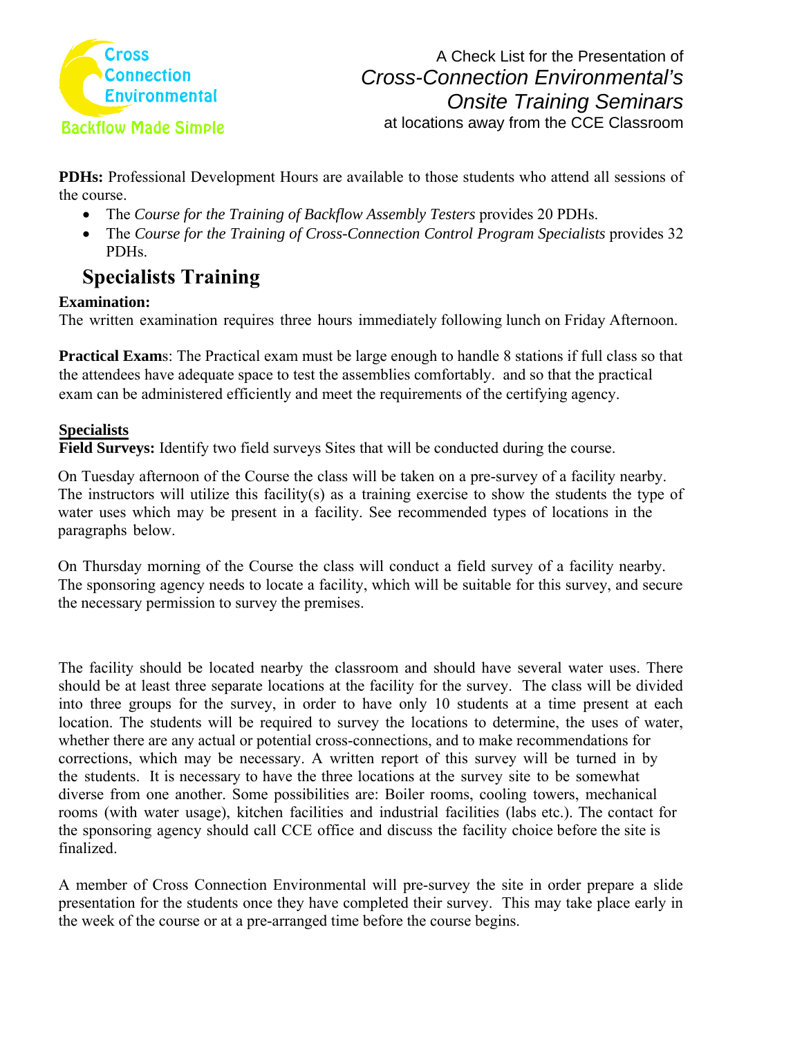**PDHs:** Professional Development Hours are available to those students who attend all sessions of the course.

- The *Course for the Training of Backflow Assembly Testers* provides 20 PDHs.
- The *Course for the Training of Cross-Connection Control Program Specialists* provides 32 PDHs.

## Specialists Training

**Examination:**

The written examination requires three hours immediately following lunch on Friday Afternoon.

**Practical Exam**s: The Practical exam must be large enough to handle 8 stations if full class so that the attendees have adequate space to test the assemblies comfortably. and so that the practical exam can be administered efficiently and meet the requirements of the certifying agency.

**Specialists**

**Field Surveys:** Identify two field surveys Sites that will be conducted during the course.

On Tuesday afternoon of the Course the class will be taken on a pre-survey of a facility nearby. The instructors will utilize this facility(s) as a training exercise to show the students the type of water uses which may be present in a facility. See recommended types of locations in the paragraphs below.

On Thursday morning of the Course the class will conduct a field survey of a facility nearby. The sponsoring agency needs to locate a facility, which will be suitable for this survey, and secure the necessary permission to survey the premises.

The facility should be located nearby the classroom and should have several water uses. There should be at least three separate locations at the facility for the survey. The class will be divided into three groups for the survey, in order to have only 10 students at a time present at each location. The students will be required to survey the locations to determine, the uses of water, whether there are any actual or potential cross-connections, and to make recommendations for corrections, which may be necessary. A written report of this survey will be turned in by the students. It is necessary to have the three locations at the survey site to be somewhat diverse from one another. Some possibilities are: Boiler rooms, cooling towers, mechanical rooms (with water usage), kitchen facilities and industrial facilities (labs etc.). The contact for the sponsoring agency should call CCE office and discuss the facility choice before the site is finalized.

A member of Cross Connection Environmental will pre-survey the site in order prepare a slide presentation for the students once they have completed their survey. This may take place early in the week of the course or at a pre-arranged time before the course begins.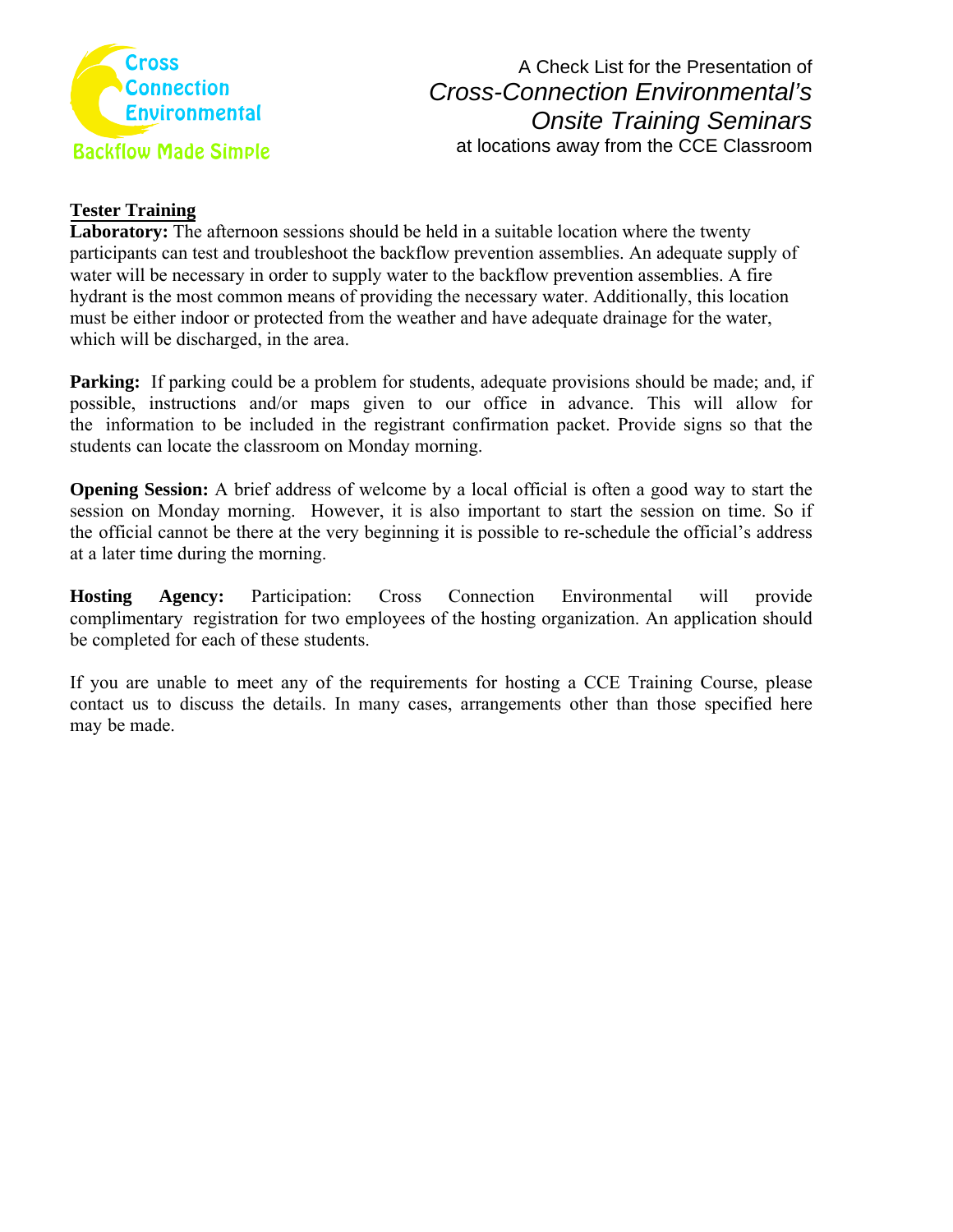Cross Connection Environmental

Backflow Made Simple

A Check List for the Presentation of

*Cross-Connection Environmental's*

*Onsite Training Seminars*

at locations away from the CCE Classroom

**Tester Training**

**Laboratory:** The afternoon sessions should be held in a suitable location where the twenty participants can test and troubleshoot the backflow prevention assemblies. An adequate supply of water will be necessary in order to supply water to the backflow prevention assemblies. A fire hydrant is the most common means of providing the necessary water. Additionally, this location must be either indoor or protected from the weather and have adequate drainage for the water, which will be discharged, in the area.

**Parking:** If parking could be a problem for students, adequate provisions should be made; and, if possible, instructions and/or maps given to our office in advance. This will allow for the information to be included in the registrant confirmation packet. Provide signs so that the students can locate the classroom on Monday morning.

**Opening Session:** A brief address of welcome by a local official is often a good way to start the session on Monday morning. However, it is also important to start the session on time. So if the official cannot be there at the very beginning it is possible to re-schedule the official's address at a later time during the morning.

**Hosting Agency:** Participation: Cross Connection Environmental will provide complimentary registration for two employees of the hosting organization. An application should be completed for each of these students.

If you are unable to meet any of the requirements for hosting a CCE Training Course, please contact us to discuss the details. In many cases, arrangements other than those specified here may be made.